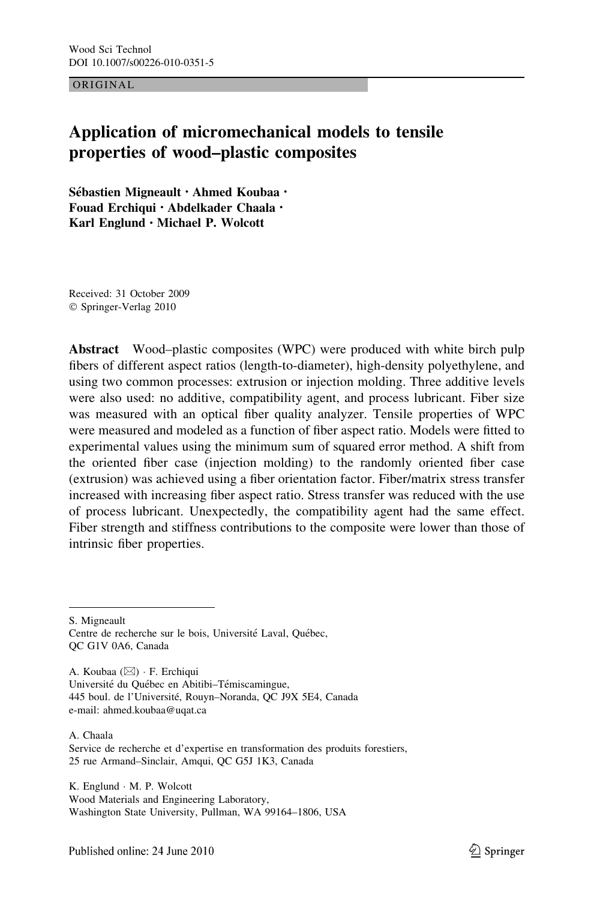ORIGINAL

# Application of micromechanical models to tensile properties of wood–plastic composites

**Sébastien Migneault · Ahmed Koubaa · Fouad Erchiqui · Abdelkader Chaala · Karl Englund · Michael P. Wolcott**

Received: 31 October 2009
© Springer-Verlag 2010

**Abstract** Wood–plastic composites (WPC) were produced with white birch pulp fibers of different aspect ratios (length-to-diameter), high-density polyethylene, and using two common processes: extrusion or injection molding. Three additive levels were also used: no additive, compatibility agent, and process lubricant. Fiber size was measured with an optical fiber quality analyzer. Tensile properties of WPC were measured and modeled as a function of fiber aspect ratio. Models were fitted to experimental values using the minimum sum of squared error method. A shift from the oriented fiber case (injection molding) to the randomly oriented fiber case (extrusion) was achieved using a fiber orientation factor. Fiber/matrix stress transfer increased with increasing fiber aspect ratio. Stress transfer was reduced with the use of process lubricant. Unexpectedly, the compatibility agent had the same effect. Fiber strength and stiffness contributions to the composite were lower than those of intrinsic fiber properties.

---

S. Migneault
Centre de recherche sur le bois, Université Laval, Québec, QC G1V 0A6, Canada

A. Koubaa (✉) · F. Erchiqui
Université du Québec en Abitibi–Témiscamingue, 445 boul. de l'Université, Rouyn–Noranda, QC J9X 5E4, Canada
e-mail: ahmed.koubaa@uqat.ca

A. Chaala
Service de recherche et d'expertise en transformation des produits forestiers, 25 rue Armand–Sinclair, Amqui, QC G5J 1K3, Canada

K. Englund · M. P. Wolcott
Wood Materials and Engineering Laboratory, Washington State University, Pullman, WA 99164–1806, USA

Published online: 24 June 2010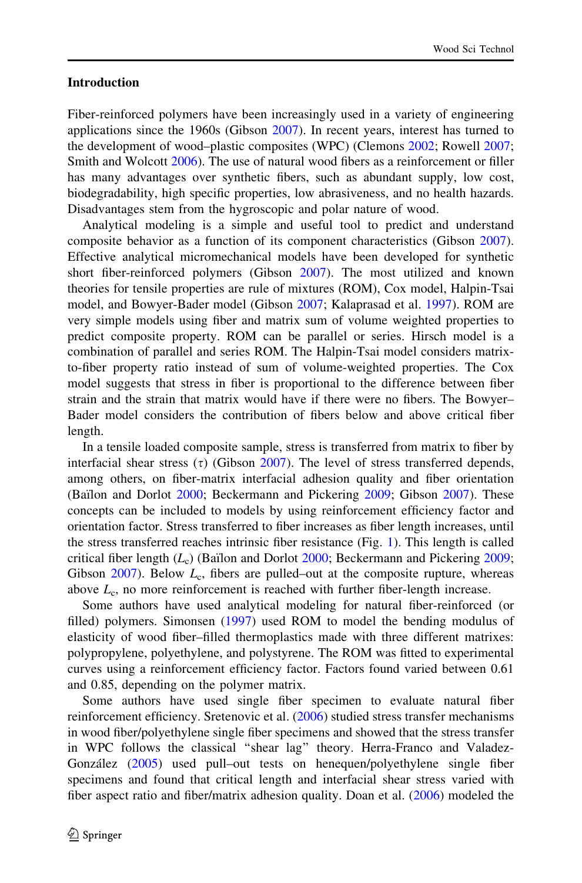## Introduction

Fiber-reinforced polymers have been increasingly used in a variety of engineering applications since the 1960s (Gibson 2007). In recent years, interest has turned to the development of wood–plastic composites (WPC) (Clemons 2002; Rowell 2007; Smith and Wolcott 2006). The use of natural wood fibers as a reinforcement or filler has many advantages over synthetic fibers, such as abundant supply, low cost, biodegradability, high specific properties, low abrasiveness, and no health hazards. Disadvantages stem from the hygroscopic and polar nature of wood.

Analytical modeling is a simple and useful tool to predict and understand composite behavior as a function of its component characteristics (Gibson 2007). Effective analytical micromechanical models have been developed for synthetic short fiber-reinforced polymers (Gibson 2007). The most utilized and known theories for tensile properties are rule of mixtures (ROM), Cox model, Halpin-Tsai model, and Bowyer-Bader model (Gibson 2007; Kalaprasad et al. 1997). ROM are very simple models using fiber and matrix sum of volume weighted properties to predict composite property. ROM can be parallel or series. Hirsch model is a combination of parallel and series ROM. The Halpin-Tsai model considers matrix-to-fiber property ratio instead of sum of volume-weighted properties. The Cox model suggests that stress in fiber is proportional to the difference between fiber strain and the strain that matrix would have if there were no fibers. The Bowyer–Bader model considers the contribution of fibers below and above critical fiber length.

In a tensile loaded composite sample, stress is transferred from matrix to fiber by interfacial shear stress ($\tau$) (Gibson 2007). The level of stress transferred depends, among others, on fiber-matrix interfacial adhesion quality and fiber orientation (Baïlon and Dorlot 2000; Beckermann and Pickering 2009; Gibson 2007). These concepts can be included to models by using reinforcement efficiency factor and orientation factor. Stress transferred to fiber increases as fiber length increases, until the stress transferred reaches intrinsic fiber resistance (Fig. 1). This length is called critical fiber length ($L_c$) (Baïlon and Dorlot 2000; Beckermann and Pickering 2009; Gibson 2007). Below $L_c$, fibers are pulled–out at the composite rupture, whereas above $L_c$, no more reinforcement is reached with further fiber-length increase.

Some authors have used analytical modeling for natural fiber-reinforced (or filled) polymers. Simonsen (1997) used ROM to model the bending modulus of elasticity of wood fiber–filled thermoplastics made with three different matrixes: polypropylene, polyethylene, and polystyrene. The ROM was fitted to experimental curves using a reinforcement efficiency factor. Factors found varied between 0.61 and 0.85, depending on the polymer matrix.

Some authors have used single fiber specimen to evaluate natural fiber reinforcement efficiency. Sretenovic et al. (2006) studied stress transfer mechanisms in wood fiber/polyethylene single fiber specimens and showed that the stress transfer in WPC follows the classical "shear lag" theory. Herra-Franco and Valadez-González (2005) used pull–out tests on henequen/polyethylene single fiber specimens and found that critical length and interfacial shear stress varied with fiber aspect ratio and fiber/matrix adhesion quality. Doan et al. (2006) modeled the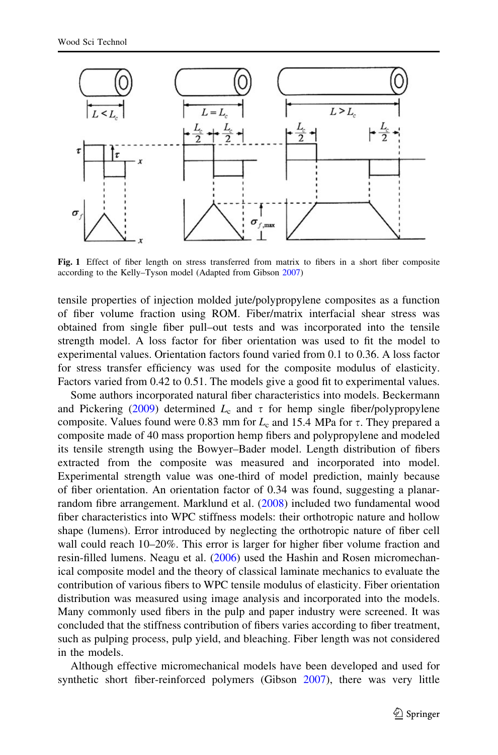**Fig. 1** Effect of fiber length on stress transferred from matrix to fibers in a short fiber composite according to the Kelly–Tyson model (Adapted from Gibson 2007)

tensile properties of injection molded jute/polypropylene composites as a function of fiber volume fraction using ROM. Fiber/matrix interfacial shear stress was obtained from single fiber pull–out tests and was incorporated into the tensile strength model. A loss factor for fiber orientation was used to fit the model to experimental values. Orientation factors found varied from 0.1 to 0.36. A loss factor for stress transfer efficiency was used for the composite modulus of elasticity. Factors varied from 0.42 to 0.51. The models give a good fit to experimental values.

Some authors incorporated natural fiber characteristics into models. Beckermann and Pickering (2009) determined $L_c$ and $\tau$ for hemp single fiber/polypropylene composite. Values found were 0.83 mm for $L_c$ and 15.4 MPa for $\tau$. They prepared a composite made of 40 mass proportion hemp fibers and polypropylene and modeled its tensile strength using the Bowyer–Bader model. Length distribution of fibers extracted from the composite was measured and incorporated into model. Experimental strength value was one-third of model prediction, mainly because of fiber orientation. An orientation factor of 0.34 was found, suggesting a planar-random fibre arrangement. Marklund et al. (2008) included two fundamental wood fiber characteristics into WPC stiffness models: their orthotropic nature and hollow shape (lumens). Error introduced by neglecting the orthotropic nature of fiber cell wall could reach 10–20%. This error is larger for higher fiber volume fraction and resin-filled lumens. Neagu et al. (2006) used the Hashin and Rosen micromechanical composite model and the theory of classical laminate mechanics to evaluate the contribution of various fibers to WPC tensile modulus of elasticity. Fiber orientation distribution was measured using image analysis and incorporated into the models. Many commonly used fibers in the pulp and paper industry were screened. It was concluded that the stiffness contribution of fibers varies according to fiber treatment, such as pulping process, pulp yield, and bleaching. Fiber length was not considered in the models.

Although effective micromechanical models have been developed and used for synthetic short fiber-reinforced polymers (Gibson 2007), there was very little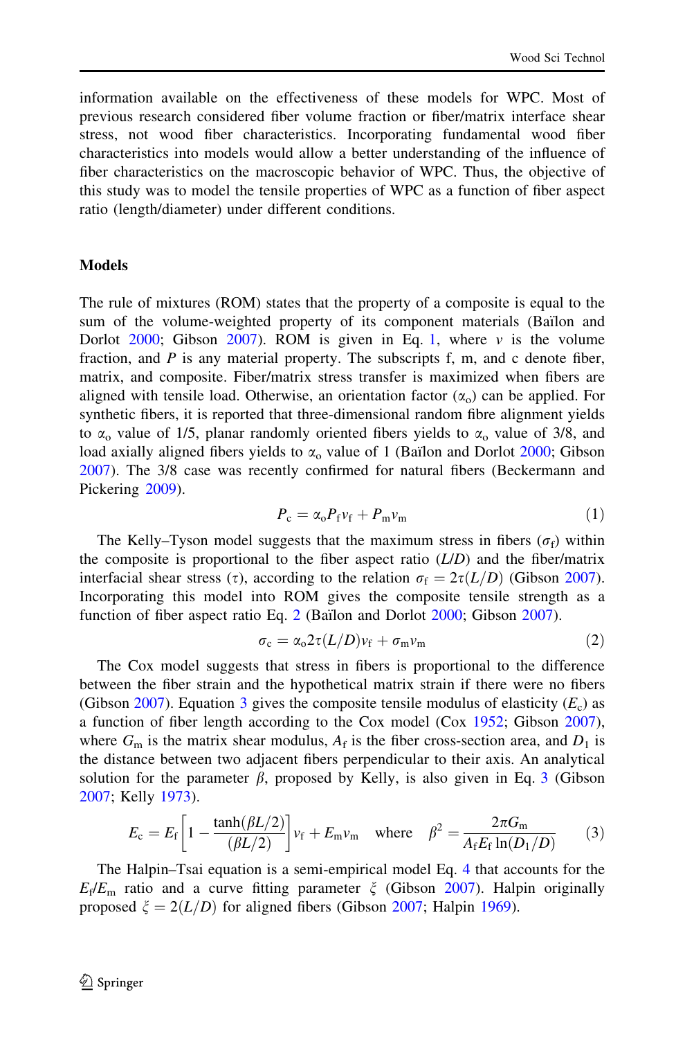information available on the effectiveness of these models for WPC. Most of previous research considered fiber volume fraction or fiber/matrix interface shear stress, not wood fiber characteristics. Incorporating fundamental wood fiber characteristics into models would allow a better understanding of the influence of fiber characteristics on the macroscopic behavior of WPC. Thus, the objective of this study was to model the tensile properties of WPC as a function of fiber aspect ratio (length/diameter) under different conditions.

## Models

The rule of mixtures (ROM) states that the property of a composite is equal to the sum of the volume-weighted property of its component materials (Baïlon and Dorlot 2000; Gibson 2007). ROM is given in Eq. 1, where $v$ is the volume fraction, and $P$ is any material property. The subscripts f, m, and c denote fiber, matrix, and composite. Fiber/matrix stress transfer is maximized when fibers are aligned with tensile load. Otherwise, an orientation factor ($\alpha_o$) can be applied. For synthetic fibers, it is reported that three-dimensional random fibre alignment yields to $\alpha_o$ value of 1/5, planar randomly oriented fibers yields to $\alpha_o$ value of 3/8, and load axially aligned fibers yields to $\alpha_o$ value of 1 (Baïlon and Dorlot 2000; Gibson 2007). The 3/8 case was recently confirmed for natural fibers (Beckermann and Pickering 2009).

$$P_c = \alpha_o P_f v_f + P_m v_m \tag{1}$$

The Kelly–Tyson model suggests that the maximum stress in fibers ($\sigma_f$) within the composite is proportional to the fiber aspect ratio ($L/D$) and the fiber/matrix interfacial shear stress ($\tau$), according to the relation $\sigma_f = 2\tau(L/D)$ (Gibson 2007). Incorporating this model into ROM gives the composite tensile strength as a function of fiber aspect ratio Eq. 2 (Baïlon and Dorlot 2000; Gibson 2007).

$$\sigma_c = \alpha_o 2\tau(L/D)v_f + \sigma_m v_m \tag{2}$$

The Cox model suggests that stress in fibers is proportional to the difference between the fiber strain and the hypothetical matrix strain if there were no fibers (Gibson 2007). Equation 3 gives the composite tensile modulus of elasticity ($E_c$) as a function of fiber length according to the Cox model (Cox 1952; Gibson 2007), where $G_m$ is the matrix shear modulus, $A_f$ is the fiber cross-section area, and $D_1$ is the distance between two adjacent fibers perpendicular to their axis. An analytical solution for the parameter $\beta$, proposed by Kelly, is also given in Eq. 3 (Gibson 2007; Kelly 1973).

$$E_c = E_f\left[1 - \frac{\tanh(\beta L/2)}{(\beta L/2)}\right]v_f + E_m v_m \quad \text{where} \quad \beta^2 = \frac{2\pi G_m}{A_f E_f \ln(D_1/D)} \tag{3}$$

The Halpin–Tsai equation is a semi-empirical model Eq. 4 that accounts for the $E_f/E_m$ ratio and a curve fitting parameter $\xi$ (Gibson 2007). Halpin originally proposed $\xi = 2(L/D)$ for aligned fibers (Gibson 2007; Halpin 1969).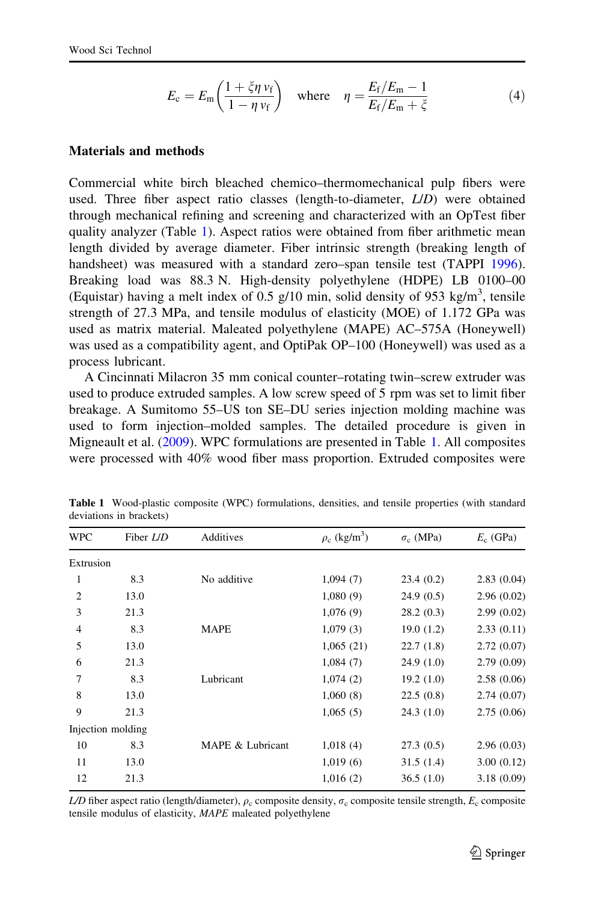$$E_c = E_m \left( \frac{1 + \xi \eta v_f}{1 - \eta v_f} \right) \quad \text{where} \quad \eta = \frac{E_f/E_m - 1}{E_f/E_m + \xi} \tag{4}$$

## Materials and methods

Commercial white birch bleached chemico–thermomechanical pulp fibers were used. Three fiber aspect ratio classes (length-to-diameter, *L/D*) were obtained through mechanical refining and screening and characterized with an OpTest fiber quality analyzer (Table 1). Aspect ratios were obtained from fiber arithmetic mean length divided by average diameter. Fiber intrinsic strength (breaking length of handsheet) was measured with a standard zero–span tensile test (TAPPI 1996). Breaking load was 88.3 N. High-density polyethylene (HDPE) LB 0100–00 (Equistar) having a melt index of 0.5 g/10 min, solid density of 953 kg/m$^3$, tensile strength of 27.3 MPa, and tensile modulus of elasticity (MOE) of 1.172 GPa was used as matrix material. Maleated polyethylene (MAPE) AC–575A (Honeywell) was used as a compatibility agent, and OptiPak OP–100 (Honeywell) was used as a process lubricant.

A Cincinnati Milacron 35 mm conical counter–rotating twin–screw extruder was used to produce extruded samples. A low screw speed of 5 rpm was set to limit fiber breakage. A Sumitomo 55–US ton SE–DU series injection molding machine was used to form injection–molded samples. The detailed procedure is given in Migneault et al. (2009). WPC formulations are presented in Table 1. All composites were processed with 40% wood fiber mass proportion. Extruded composites were

**Table 1** Wood-plastic composite (WPC) formulations, densities, and tensile properties (with standard deviations in brackets)

| WPC | Fiber *L/D* | Additives | $\rho_c$ (kg/m$^3$) | $\sigma_c$ (MPa) | $E_c$ (GPa) |
|---|---|---|---|---|---|
| Extrusion | | | | | |
| 1 | 8.3 | No additive | 1,094 (7) | 23.4 (0.2) | 2.83 (0.04) |
| 2 | 13.0 | | 1,080 (9) | 24.9 (0.5) | 2.96 (0.02) |
| 3 | 21.3 | | 1,076 (9) | 28.2 (0.3) | 2.99 (0.02) |
| 4 | 8.3 | MAPE | 1,079 (3) | 19.0 (1.2) | 2.33 (0.11) |
| 5 | 13.0 | | 1,065 (21) | 22.7 (1.8) | 2.72 (0.07) |
| 6 | 21.3 | | 1,084 (7) | 24.9 (1.0) | 2.79 (0.09) |
| 7 | 8.3 | Lubricant | 1,074 (2) | 19.2 (1.0) | 2.58 (0.06) |
| 8 | 13.0 | | 1,060 (8) | 22.5 (0.8) | 2.74 (0.07) |
| 9 | 21.3 | | 1,065 (5) | 24.3 (1.0) | 2.75 (0.06) |
| Injection molding | | | | | |
| 10 | 8.3 | MAPE & Lubricant | 1,018 (4) | 27.3 (0.5) | 2.96 (0.03) |
| 11 | 13.0 | | 1,019 (6) | 31.5 (1.4) | 3.00 (0.12) |
| 12 | 21.3 | | 1,016 (2) | 36.5 (1.0) | 3.18 (0.09) |

*L/D* fiber aspect ratio (length/diameter), $\rho_c$ composite density, $\sigma_c$ composite tensile strength, $E_c$ composite tensile modulus of elasticity, *MAPE* maleated polyethylene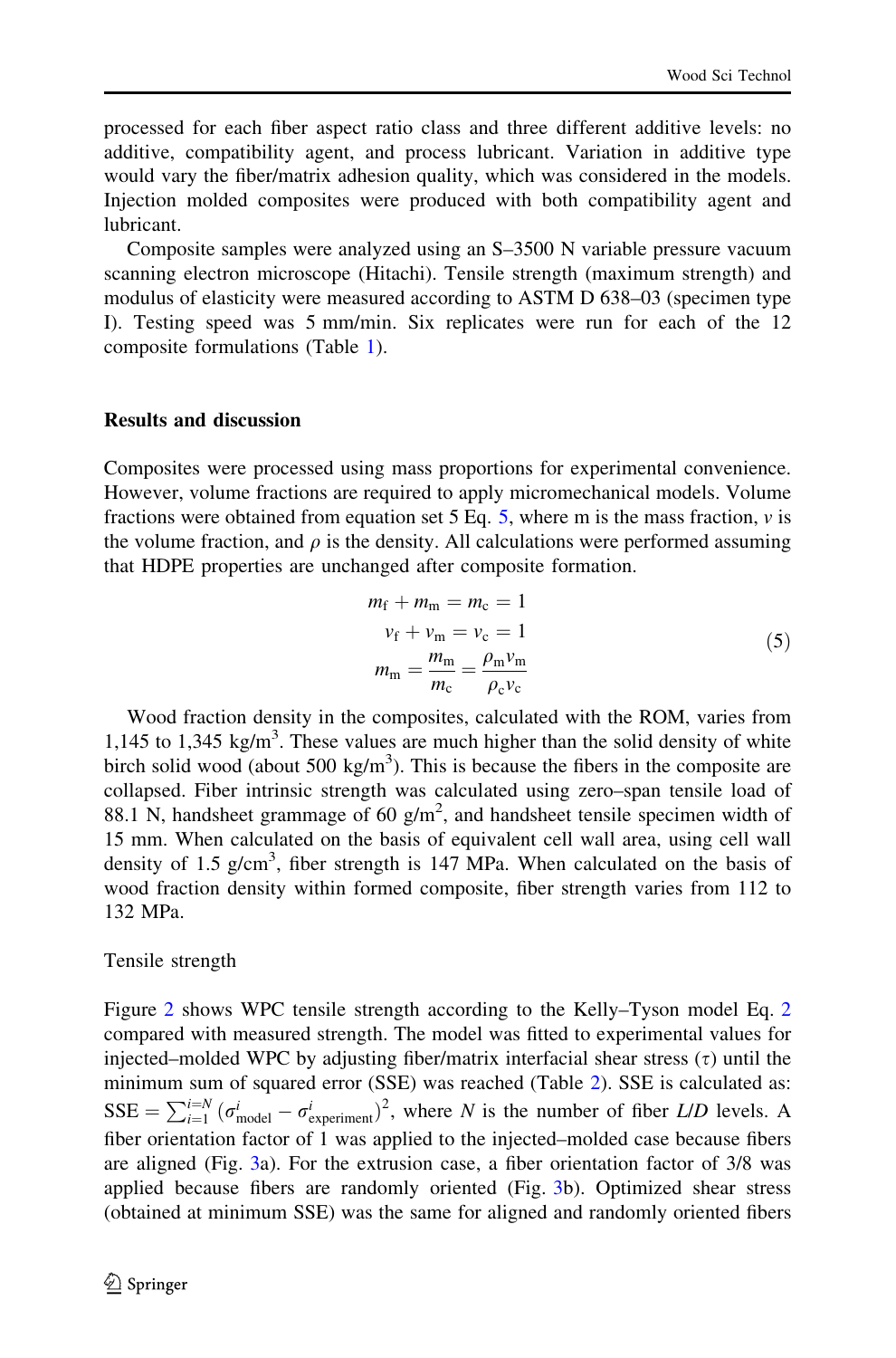processed for each fiber aspect ratio class and three different additive levels: no additive, compatibility agent, and process lubricant. Variation in additive type would vary the fiber/matrix adhesion quality, which was considered in the models. Injection molded composites were produced with both compatibility agent and lubricant.

Composite samples were analyzed using an S–3500 N variable pressure vacuum scanning electron microscope (Hitachi). Tensile strength (maximum strength) and modulus of elasticity were measured according to ASTM D 638–03 (specimen type I). Testing speed was 5 mm/min. Six replicates were run for each of the 12 composite formulations (Table 1).

## Results and discussion

Composites were processed using mass proportions for experimental convenience. However, volume fractions are required to apply micromechanical models. Volume fractions were obtained from equation set 5 Eq. 5, where m is the mass fraction, $v$ is the volume fraction, and $\rho$ is the density. All calculations were performed assuming that HDPE properties are unchanged after composite formation.

$$
\begin{aligned}
m_{\mathrm{f}} + m_{\mathrm{m}} &= m_{\mathrm{c}} = 1 \\
v_{\mathrm{f}} + v_{\mathrm{m}} &= v_{\mathrm{c}} = 1 \\
m_{\mathrm{m}} &= \frac{m_{\mathrm{m}}}{m_{\mathrm{c}}} = \frac{\rho_{\mathrm{m}} v_{\mathrm{m}}}{\rho_{\mathrm{c}} v_{\mathrm{c}}}
\end{aligned}
\tag{5}
$$

Wood fraction density in the composites, calculated with the ROM, varies from 1,145 to 1,345 kg/m$^3$. These values are much higher than the solid density of white birch solid wood (about 500 kg/m$^3$). This is because the fibers in the composite are collapsed. Fiber intrinsic strength was calculated using zero–span tensile load of 88.1 N, handsheet grammage of 60 g/m$^2$, and handsheet tensile specimen width of 15 mm. When calculated on the basis of equivalent cell wall area, using cell wall density of 1.5 g/cm$^3$, fiber strength is 147 MPa. When calculated on the basis of wood fraction density within formed composite, fiber strength varies from 112 to 132 MPa.

### Tensile strength

Figure 2 shows WPC tensile strength according to the Kelly–Tyson model Eq. 2 compared with measured strength. The model was fitted to experimental values for injected–molded WPC by adjusting fiber/matrix interfacial shear stress ($\tau$) until the minimum sum of squared error (SSE) was reached (Table 2). SSE is calculated as: $\mathrm{SSE} = \sum_{i=1}^{i=N} \left(\sigma_{\mathrm{model}}^{i} - \sigma_{\mathrm{experiment}}^{i}\right)^2$, where $N$ is the number of fiber *L/D* levels. A fiber orientation factor of 1 was applied to the injected–molded case because fibers are aligned (Fig. 3a). For the extrusion case, a fiber orientation factor of 3/8 was applied because fibers are randomly oriented (Fig. 3b). Optimized shear stress (obtained at minimum SSE) was the same for aligned and randomly oriented fibers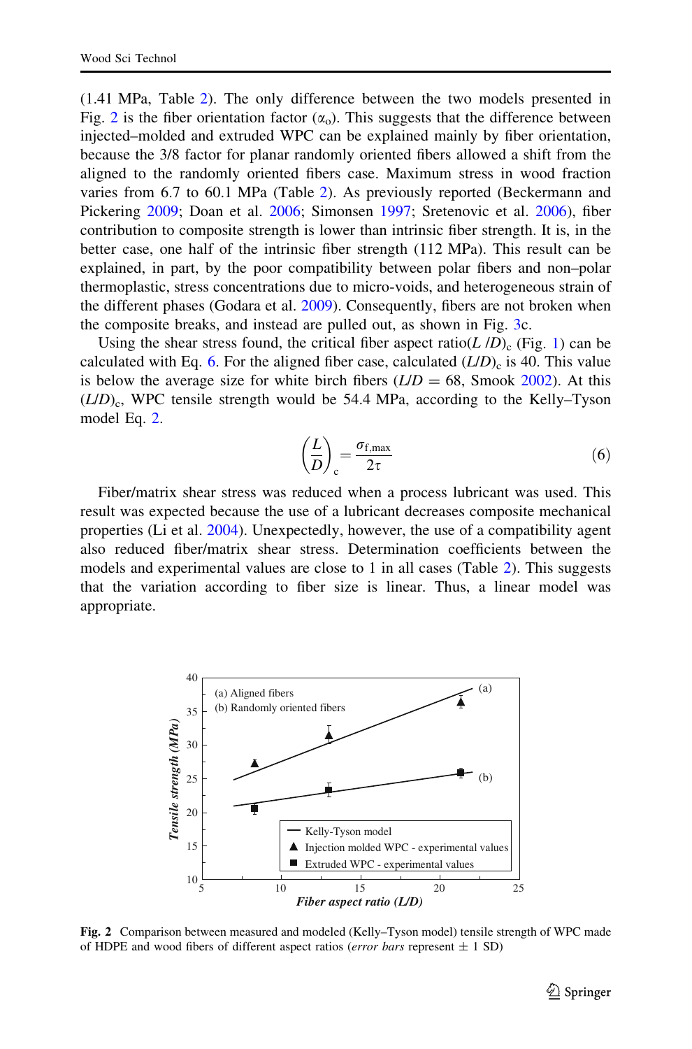(1.41 MPa, Table 2). The only difference between the two models presented in Fig. 2 is the fiber orientation factor ($\alpha_o$). This suggests that the difference between injected–molded and extruded WPC can be explained mainly by fiber orientation, because the 3/8 factor for planar randomly oriented fibers allowed a shift from the aligned to the randomly oriented fibers case. Maximum stress in wood fraction varies from 6.7 to 60.1 MPa (Table 2). As previously reported (Beckermann and Pickering 2009; Doan et al. 2006; Simonsen 1997; Sretenovic et al. 2006), fiber contribution to composite strength is lower than intrinsic fiber strength. It is, in the better case, one half of the intrinsic fiber strength (112 MPa). This result can be explained, in part, by the poor compatibility between polar fibers and non–polar thermoplastic, stress concentrations due to micro-voids, and heterogeneous strain of the different phases (Godara et al. 2009). Consequently, fibers are not broken when the composite breaks, and instead are pulled out, as shown in Fig. 3c.

Using the shear stress found, the critical fiber aspect ratio$(L/D)_c$ (Fig. 1) can be calculated with Eq. 6. For the aligned fiber case, calculated $(L/D)_c$ is 40. This value is below the average size for white birch fibers ($L/D = 68$, Smook 2002). At this $(L/D)_c$, WPC tensile strength would be 54.4 MPa, according to the Kelly–Tyson model Eq. 2.

$$\left(\frac{L}{D}\right)_c = \frac{\sigma_{f,\max}}{2\tau} \tag{6}$$

Fiber/matrix shear stress was reduced when a process lubricant was used. This result was expected because the use of a lubricant decreases composite mechanical properties (Li et al. 2004). Unexpectedly, however, the use of a compatibility agent also reduced fiber/matrix shear stress. Determination coefficients between the models and experimental values are close to 1 in all cases (Table 2). This suggests that the variation according to fiber size is linear. Thus, a linear model was appropriate.

**Fig. 2** Comparison between measured and modeled (Kelly–Tyson model) tensile strength of WPC made of HDPE and wood fibers of different aspect ratios (*error bars* represent ± 1 SD)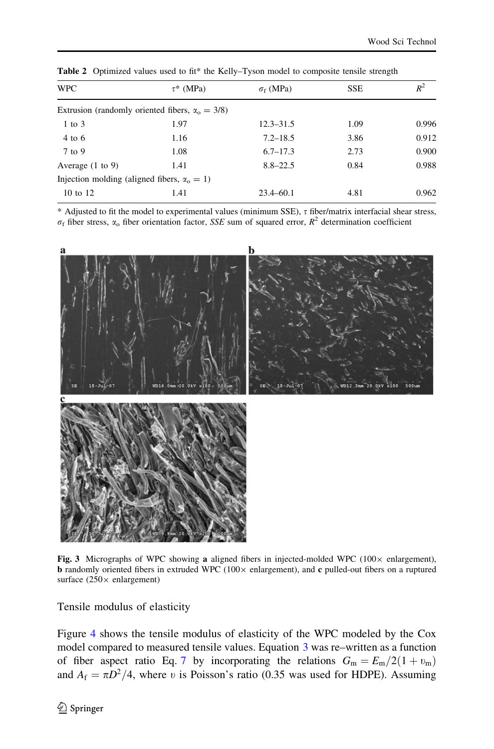**Table 2** Optimized values used to fit* the Kelly–Tyson model to composite tensile strength

| WPC | $\tau$* (MPa) | $\sigma_f$ (MPa) | SSE | $R^2$ |
|---|---|---|---|---|
| Extrusion (randomly oriented fibers, $\alpha_o = 3/8$) | | | | |
| 1 to 3 | 1.97 | 12.3–31.5 | 1.09 | 0.996 |
| 4 to 6 | 1.16 | 7.2–18.5 | 3.86 | 0.912 |
| 7 to 9 | 1.08 | 6.7–17.3 | 2.73 | 0.900 |
| Average (1 to 9) | 1.41 | 8.8–22.5 | 0.84 | 0.988 |
| Injection molding (aligned fibers, $\alpha_o = 1$) | | | | |
| 10 to 12 | 1.41 | 23.4–60.1 | 4.81 | 0.962 |

\* Adjusted to fit the model to experimental values (minimum SSE), $\tau$ fiber/matrix interfacial shear stress, $\sigma_f$ fiber stress, $\alpha_o$ fiber orientation factor, *SSE* sum of squared error, $R^2$ determination coefficient

**Fig. 3** Micrographs of WPC showing **a** aligned fibers in injected-molded WPC (100× enlargement), **b** randomly oriented fibers in extruded WPC (100× enlargement), and **c** pulled-out fibers on a ruptured surface (250× enlargement)

## Tensile modulus of elasticity

Figure 4 shows the tensile modulus of elasticity of the WPC modeled by the Cox model compared to measured tensile values. Equation 3 was re–written as a function of fiber aspect ratio Eq. 7 by incorporating the relations $G_m = E_m/2(1 + \upsilon_m)$ and $A_f = \pi D^2/4$, where $\upsilon$ is Poisson's ratio (0.35 was used for HDPE). Assuming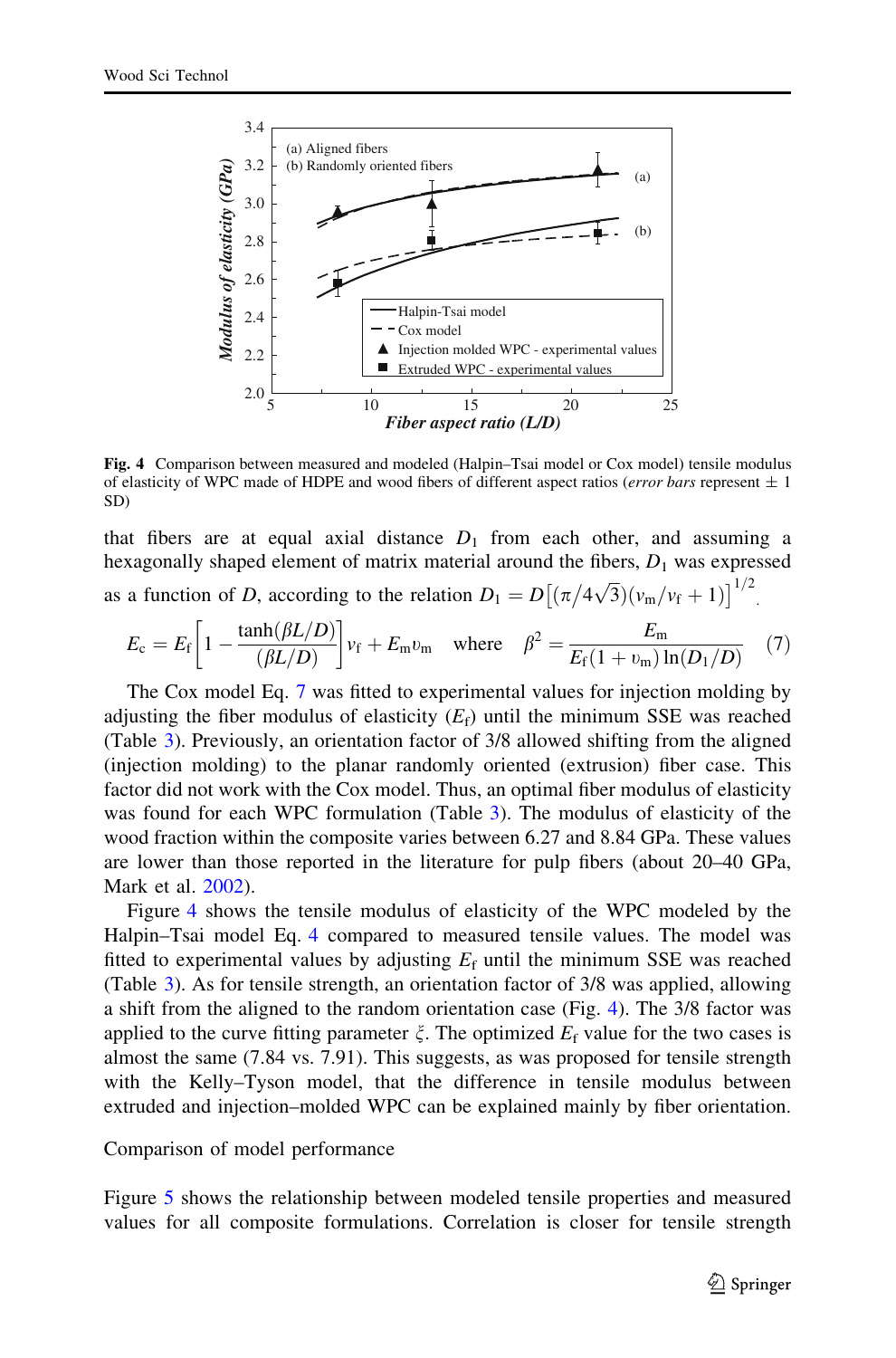Fig. 4 Comparison between measured and modeled (Halpin–Tsai model or Cox model) tensile modulus of elasticity of WPC made of HDPE and wood fibers of different aspect ratios (*error bars* represent ± 1 SD)

that fibers are at equal axial distance $D_1$ from each other, and assuming a hexagonally shaped element of matrix material around the fibers, $D_1$ was expressed as a function of $D$, according to the relation $D_1 = D\left[(\pi/4\sqrt{3})(v_m/v_f + 1)\right]^{1/2}$.

$$E_c = E_f\left[1 - \frac{\tanh(\beta L/D)}{(\beta L/D)}\right]v_f + E_m v_m \quad \text{where} \quad \beta^2 = \frac{E_m}{E_f(1+v_m)\ln(D_1/D)} \qquad (7)$$

The Cox model Eq. 7 was fitted to experimental values for injection molding by adjusting the fiber modulus of elasticity ($E_f$) until the minimum SSE was reached (Table 3). Previously, an orientation factor of 3/8 allowed shifting from the aligned (injection molding) to the planar randomly oriented (extrusion) fiber case. This factor did not work with the Cox model. Thus, an optimal fiber modulus of elasticity was found for each WPC formulation (Table 3). The modulus of elasticity of the wood fraction within the composite varies between 6.27 and 8.84 GPa. These values are lower than those reported in the literature for pulp fibers (about 20–40 GPa, Mark et al. 2002).

Figure 4 shows the tensile modulus of elasticity of the WPC modeled by the Halpin–Tsai model Eq. 4 compared to measured tensile values. The model was fitted to experimental values by adjusting $E_f$ until the minimum SSE was reached (Table 3). As for tensile strength, an orientation factor of 3/8 was applied, allowing a shift from the aligned to the random orientation case (Fig. 4). The 3/8 factor was applied to the curve fitting parameter $\xi$. The optimized $E_f$ value for the two cases is almost the same (7.84 vs. 7.91). This suggests, as was proposed for tensile strength with the Kelly–Tyson model, that the difference in tensile modulus between extruded and injection–molded WPC can be explained mainly by fiber orientation.

## Comparison of model performance

Figure 5 shows the relationship between modeled tensile properties and measured values for all composite formulations. Correlation is closer for tensile strength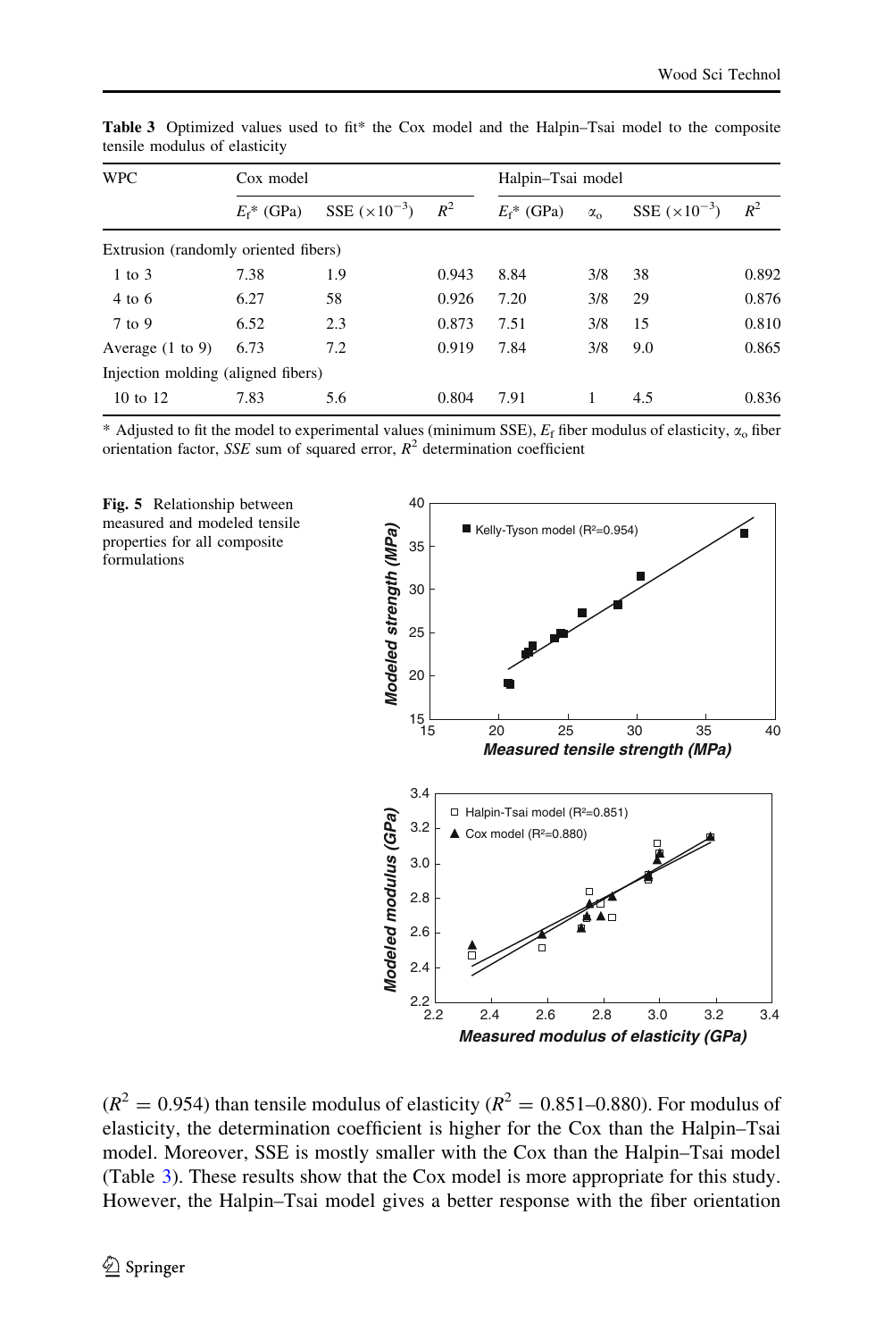**Table 3** Optimized values used to fit* the Cox model and the Halpin–Tsai model to the composite tensile modulus of elasticity

| WPC | Cox model | | | Halpin–Tsai model | | | |
|---|---|---|---|---|---|---|---|
| | $E_f$* (GPa) | SSE ($\times 10^{-3}$) | $R^2$ | $E_f$* (GPa) | $\alpha_o$ | SSE ($\times 10^{-3}$) | $R^2$ |
| Extrusion (randomly oriented fibers) | | | | | | | |
| 1 to 3 | 7.38 | 1.9 | 0.943 | 8.84 | 3/8 | 38 | 0.892 |
| 4 to 6 | 6.27 | 58 | 0.926 | 7.20 | 3/8 | 29 | 0.876 |
| 7 to 9 | 6.52 | 2.3 | 0.873 | 7.51 | 3/8 | 15 | 0.810 |
| Average (1 to 9) | 6.73 | 7.2 | 0.919 | 7.84 | 3/8 | 9.0 | 0.865 |
| Injection molding (aligned fibers) | | | | | | | |
| 10 to 12 | 7.83 | 5.6 | 0.804 | 7.91 | 1 | 4.5 | 0.836 |

* Adjusted to fit the model to experimental values (minimum SSE), $E_f$ fiber modulus of elasticity, $\alpha_o$ fiber orientation factor, *SSE* sum of squared error, $R^2$ determination coefficient

**Fig. 5** Relationship between measured and modeled tensile properties for all composite formulations

($R^2 = 0.954$) than tensile modulus of elasticity ($R^2 = 0.851$–$0.880$). For modulus of elasticity, the determination coefficient is higher for the Cox than the Halpin–Tsai model. Moreover, SSE is mostly smaller with the Cox than the Halpin–Tsai model (Table 3). These results show that the Cox model is more appropriate for this study. However, the Halpin–Tsai model gives a better response with the fiber orientation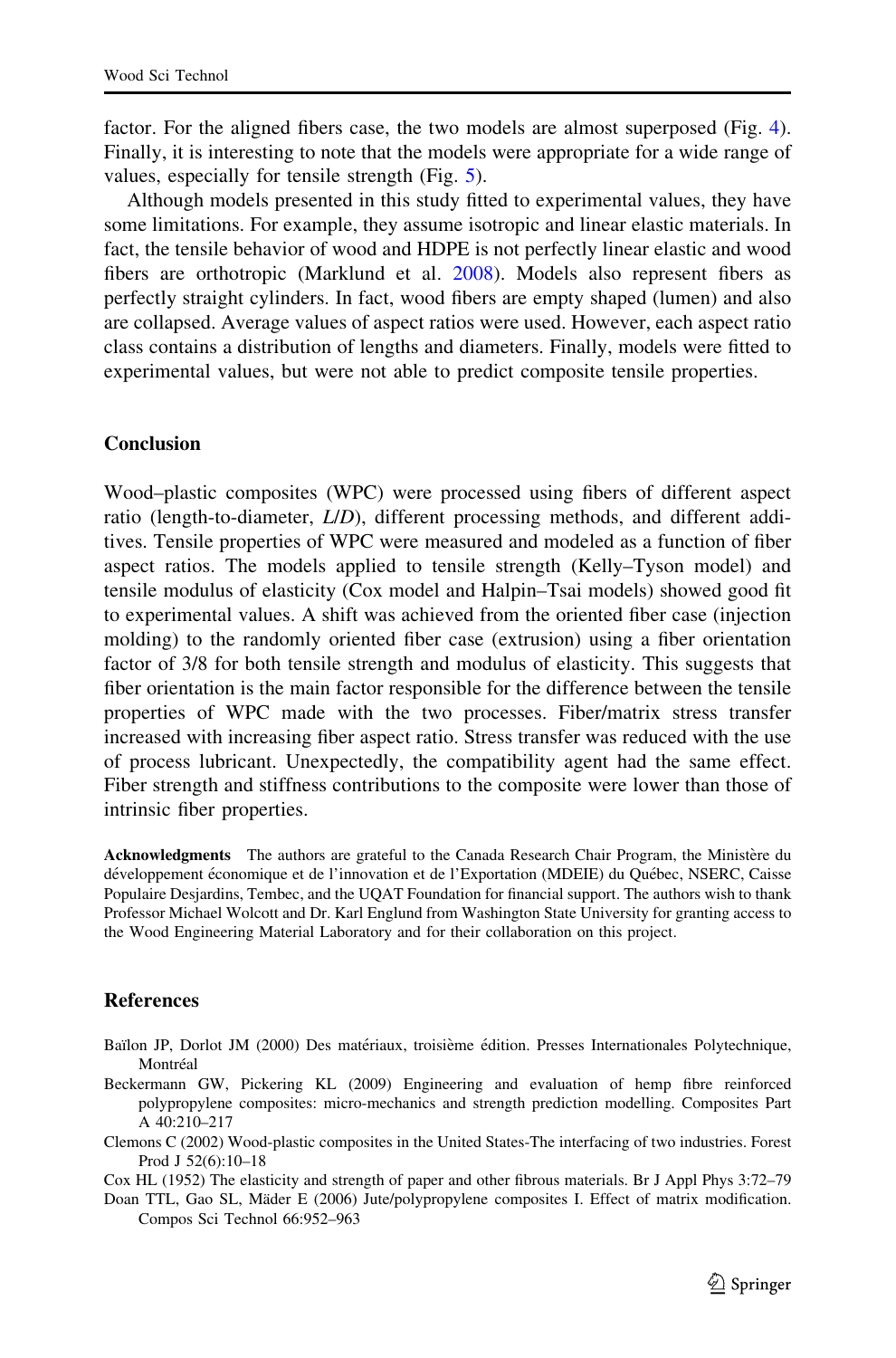factor. For the aligned fibers case, the two models are almost superposed (Fig. 4). Finally, it is interesting to note that the models were appropriate for a wide range of values, especially for tensile strength (Fig. 5).

Although models presented in this study fitted to experimental values, they have some limitations. For example, they assume isotropic and linear elastic materials. In fact, the tensile behavior of wood and HDPE is not perfectly linear elastic and wood fibers are orthotropic (Marklund et al. 2008). Models also represent fibers as perfectly straight cylinders. In fact, wood fibers are empty shaped (lumen) and also are collapsed. Average values of aspect ratios were used. However, each aspect ratio class contains a distribution of lengths and diameters. Finally, models were fitted to experimental values, but were not able to predict composite tensile properties.

## Conclusion

Wood–plastic composites (WPC) were processed using fibers of different aspect ratio (length-to-diameter, *L*/*D*), different processing methods, and different additives. Tensile properties of WPC were measured and modeled as a function of fiber aspect ratios. The models applied to tensile strength (Kelly–Tyson model) and tensile modulus of elasticity (Cox model and Halpin–Tsai models) showed good fit to experimental values. A shift was achieved from the oriented fiber case (injection molding) to the randomly oriented fiber case (extrusion) using a fiber orientation factor of 3/8 for both tensile strength and modulus of elasticity. This suggests that fiber orientation is the main factor responsible for the difference between the tensile properties of WPC made with the two processes. Fiber/matrix stress transfer increased with increasing fiber aspect ratio. Stress transfer was reduced with the use of process lubricant. Unexpectedly, the compatibility agent had the same effect. Fiber strength and stiffness contributions to the composite were lower than those of intrinsic fiber properties.

**Acknowledgments** The authors are grateful to the Canada Research Chair Program, the Ministère du développement économique et de l'innovation et de l'Exportation (MDEIE) du Québec, NSERC, Caisse Populaire Desjardins, Tembec, and the UQAT Foundation for financial support. The authors wish to thank Professor Michael Wolcott and Dr. Karl Englund from Washington State University for granting access to the Wood Engineering Material Laboratory and for their collaboration on this project.

## References

Baïlon JP, Dorlot JM (2000) Des matériaux, troisième édition. Presses Internationales Polytechnique, Montréal

Beckermann GW, Pickering KL (2009) Engineering and evaluation of hemp fibre reinforced polypropylene composites: micro-mechanics and strength prediction modelling. Composites Part A 40:210–217

Clemons C (2002) Wood-plastic composites in the United States-The interfacing of two industries. Forest Prod J 52(6):10–18

Cox HL (1952) The elasticity and strength of paper and other fibrous materials. Br J Appl Phys 3:72–79

Doan TTL, Gao SL, Mäder E (2006) Jute/polypropylene composites I. Effect of matrix modification. Compos Sci Technol 66:952–963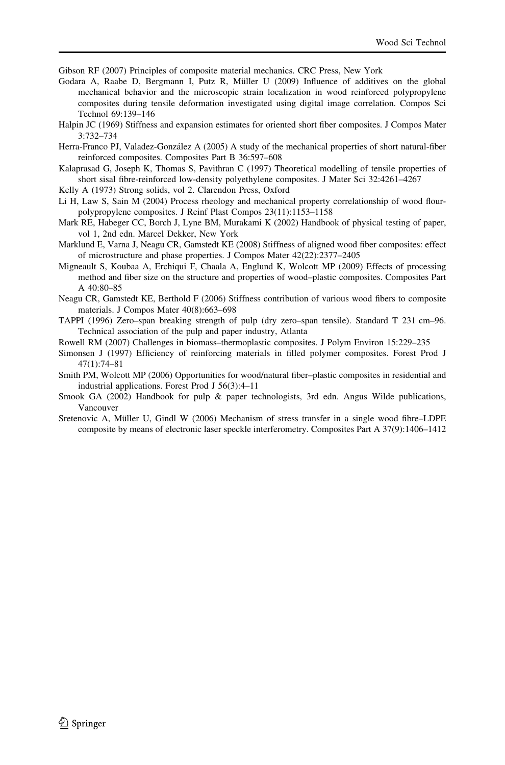Gibson RF (2007) Principles of composite material mechanics. CRC Press, New York

Godara A, Raabe D, Bergmann I, Putz R, Müller U (2009) Influence of additives on the global mechanical behavior and the microscopic strain localization in wood reinforced polypropylene composites during tensile deformation investigated using digital image correlation. Compos Sci Technol 69:139–146

Halpin JC (1969) Stiffness and expansion estimates for oriented short fiber composites. J Compos Mater 3:732–734

Herra-Franco PJ, Valadez-González A (2005) A study of the mechanical properties of short natural-fiber reinforced composites. Composites Part B 36:597–608

Kalaprasad G, Joseph K, Thomas S, Pavithran C (1997) Theoretical modelling of tensile properties of short sisal fibre-reinforced low-density polyethylene composites. J Mater Sci 32:4261–4267

Kelly A (1973) Strong solids, vol 2. Clarendon Press, Oxford

Li H, Law S, Sain M (2004) Process rheology and mechanical property correlationship of wood flour-polypropylene composites. J Reinf Plast Compos 23(11):1153–1158

Mark RE, Habeger CC, Borch J, Lyne BM, Murakami K (2002) Handbook of physical testing of paper, vol 1, 2nd edn. Marcel Dekker, New York

Marklund E, Varna J, Neagu CR, Gamstedt KE (2008) Stiffness of aligned wood fiber composites: effect of microstructure and phase properties. J Compos Mater 42(22):2377–2405

Migneault S, Koubaa A, Erchiqui F, Chaala A, Englund K, Wolcott MP (2009) Effects of processing method and fiber size on the structure and properties of wood–plastic composites. Composites Part A 40:80–85

Neagu CR, Gamstedt KE, Berthold F (2006) Stiffness contribution of various wood fibers to composite materials. J Compos Mater 40(8):663–698

TAPPI (1996) Zero–span breaking strength of pulp (dry zero–span tensile). Standard T 231 cm–96. Technical association of the pulp and paper industry, Atlanta

Rowell RM (2007) Challenges in biomass–thermoplastic composites. J Polym Environ 15:229–235

Simonsen J (1997) Efficiency of reinforcing materials in filled polymer composites. Forest Prod J 47(1):74–81

Smith PM, Wolcott MP (2006) Opportunities for wood/natural fiber–plastic composites in residential and industrial applications. Forest Prod J 56(3):4–11

Smook GA (2002) Handbook for pulp & paper technologists, 3rd edn. Angus Wilde publications, Vancouver

Sretenovic A, Müller U, Gindl W (2006) Mechanism of stress transfer in a single wood fibre–LDPE composite by means of electronic laser speckle interferometry. Composites Part A 37(9):1406–1412